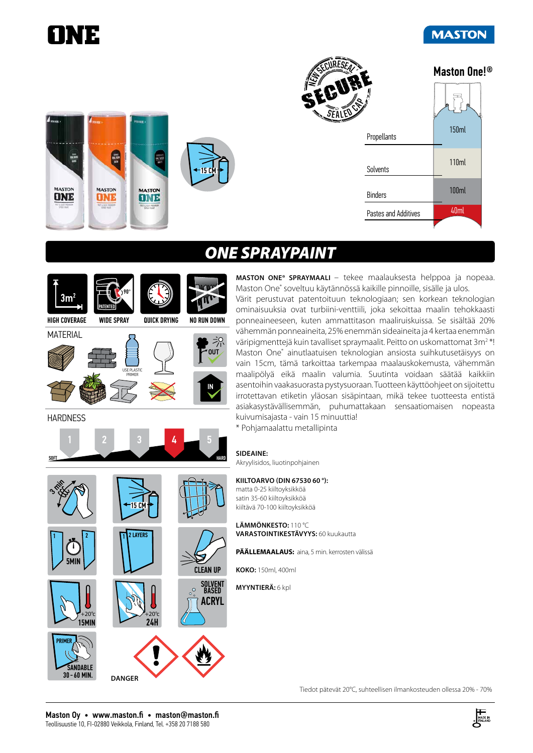# ONE

MASTON

Maston One!®

| | |
|---|---|
| Propellants | 150ml |
| Solvents | 110ml |
| Binders | 100ml |
| Pastes and Additives | 40ml |

NEW SECURESEAL SECURE SEALED CAP

15 CM

## ONE SPRAYPAINT

HIGH COVERAGE 3m²

WIDE SPRAY 90° PATENTED

QUICK DRYING

NO RUN DOWN

MATERIAL

USE PLASTIC PRIMER

OUT

IN

HARDNESS

SOFT 1 2 3 **4** 5 HARD

3 min

15 CM

1 2 5MIN

1 2 LAYERS

CLEAN UP

+20°C 15MIN

+20°C 24H

SOLVENT BASED ACRYL

PRIMER SANDABLE 30 - 60 MIN.

DANGER

**MASTON ONE® SPRAYMAALI** – tekee maalauksesta helppoa ja nopeaa. Maston One® soveltuu käytännössä kaikille pinnoille, sisälle ja ulos. Värit perustuvat patentoituun teknologiaan; sen korkean teknologian ominaisuuksia ovat turbiini-venttiili, joka sekoittaa maalin tehokkaasti ponneaineeseen, kuten ammattitason maaliruiskuissa. Se sisältää 20% vähemmän ponneaineita, 25% enemmän sideaineita ja 4 kertaa enemmän väripigmenttejä kuin tavalliset spraymaalit. Peitto on uskomattomat 3m² *! Maston One® ainutlaatuisen teknologian ansiosta suihkutusetäisyys on vain 15cm, tämä tarkoittaa tarkempaa maalauskokemusta, vähemmän maalipölyä eikä maalin valumia. Suutinta voidaan säätää kaikkiin asentoihin vaakasuorasta pystysuoraan. Tuotteen käyttöohjeet on sijoitettu irrotettavan etiketin yläosan sisäpintaan, mikä tekee tuotteesta entistä asiakasystävällisemmän, puhumattakaan sensaatiomaisen nopeasta kuivumisajasta - vain 15 minuuttia!

\* Pohjamaalattu metallipinta

**SIDEAINE:**
Akryylisidos, liuotinpohjainen

**KIILTOARVO (DIN 67530 60 °):**
matta 0-25 kiiltoyksikköä
satin 35-60 kiiltoyksikköä
kiiltävä 70-100 kiiltoyksikköä

**LÄMMÖNKESTO:** 110 °C
**VARASTOINTIKESTÄVYYS:** 60 kuukautta

**PÄÄLLEMAALAUS:** aina, 5 min. kerrosten välissä

**KOKO:** 150ml, 400ml

**MYYNTIERÄ:** 6 kpl

Tiedot pätevät 20°C, suhteellisen ilmankosteuden ollessa 20% - 70%

**Maston Oy • www.maston.fi • maston@maston.fi**
Teollisuustie 10, FI-02880 Veikkola, Finland, Tel. +358 20 7188 580

MADE IN FINLAND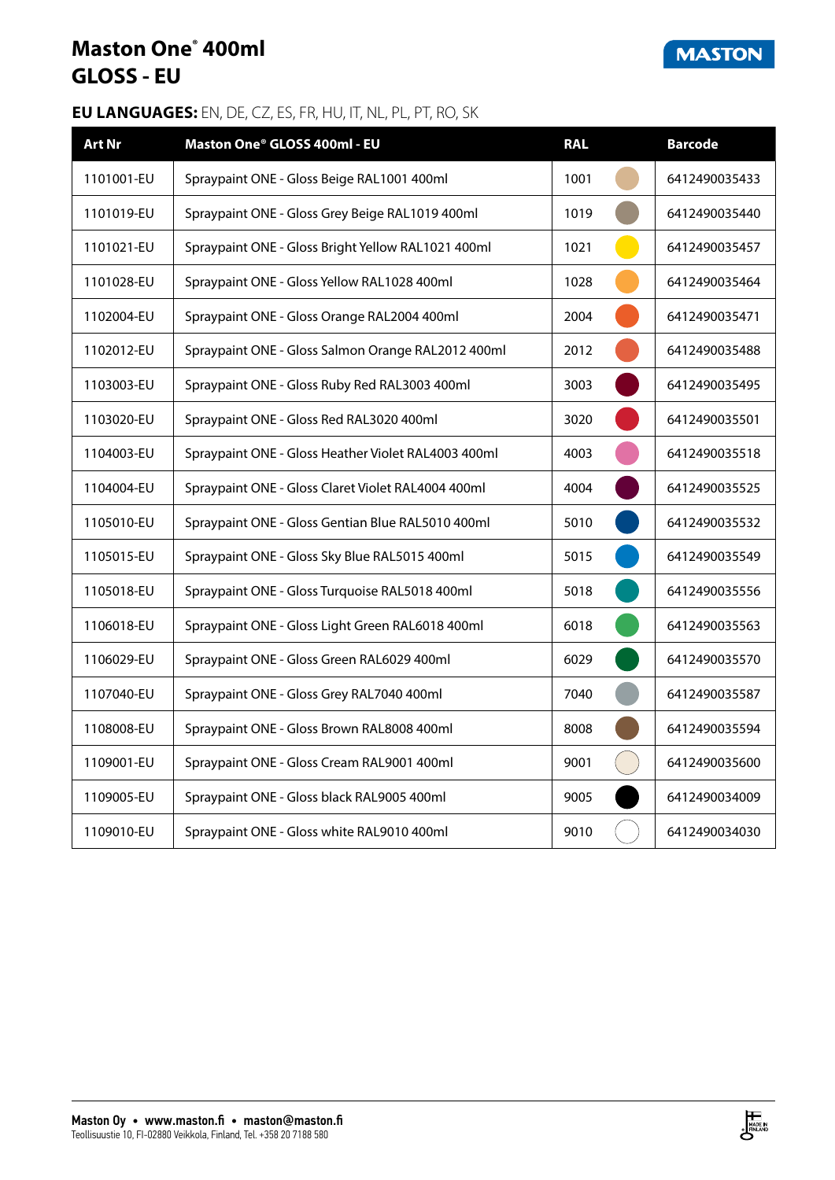# Maston One® 400ml
# GLOSS - EU

**EU LANGUAGES:** EN, DE, CZ, ES, FR, HU, IT, NL, PL, PT, RO, SK

| Art Nr | Maston One® GLOSS 400ml - EU | RAL | Barcode |
|---|---|---|---|
| 1101001-EU | Spraypaint ONE - Gloss Beige RAL1001 400ml | 1001 | 6412490035433 |
| 1101019-EU | Spraypaint ONE - Gloss Grey Beige RAL1019 400ml | 1019 | 6412490035440 |
| 1101021-EU | Spraypaint ONE - Gloss Bright Yellow RAL1021 400ml | 1021 | 6412490035457 |
| 1101028-EU | Spraypaint ONE - Gloss Yellow RAL1028 400ml | 1028 | 6412490035464 |
| 1102004-EU | Spraypaint ONE - Gloss Orange RAL2004 400ml | 2004 | 6412490035471 |
| 1102012-EU | Spraypaint ONE - Gloss Salmon Orange RAL2012 400ml | 2012 | 6412490035488 |
| 1103003-EU | Spraypaint ONE - Gloss Ruby Red RAL3003 400ml | 3003 | 6412490035495 |
| 1103020-EU | Spraypaint ONE - Gloss Red RAL3020 400ml | 3020 | 6412490035501 |
| 1104003-EU | Spraypaint ONE - Gloss Heather Violet RAL4003 400ml | 4003 | 6412490035518 |
| 1104004-EU | Spraypaint ONE - Gloss Claret Violet RAL4004 400ml | 4004 | 6412490035525 |
| 1105010-EU | Spraypaint ONE - Gloss Gentian Blue RAL5010 400ml | 5010 | 6412490035532 |
| 1105015-EU | Spraypaint ONE - Gloss Sky Blue RAL5015 400ml | 5015 | 6412490035549 |
| 1105018-EU | Spraypaint ONE - Gloss Turquoise RAL5018 400ml | 5018 | 6412490035556 |
| 1106018-EU | Spraypaint ONE - Gloss Light Green RAL6018 400ml | 6018 | 6412490035563 |
| 1106029-EU | Spraypaint ONE - Gloss Green RAL6029 400ml | 6029 | 6412490035570 |
| 1107040-EU | Spraypaint ONE - Gloss Grey RAL7040 400ml | 7040 | 6412490035587 |
| 1108008-EU | Spraypaint ONE - Gloss Brown RAL8008 400ml | 8008 | 6412490035594 |
| 1109001-EU | Spraypaint ONE - Gloss Cream RAL9001 400ml | 9001 | 6412490035600 |
| 1109005-EU | Spraypaint ONE - Gloss black RAL9005 400ml | 9005 | 6412490034009 |
| 1109010-EU | Spraypaint ONE - Gloss white RAL9010 400ml | 9010 | 6412490034030 |

**Maston Oy • www.maston.fi • maston@maston.fi**
Teollisuustie 10, FI-02880 Veikkola, Finland, Tel. +358 20 7188 580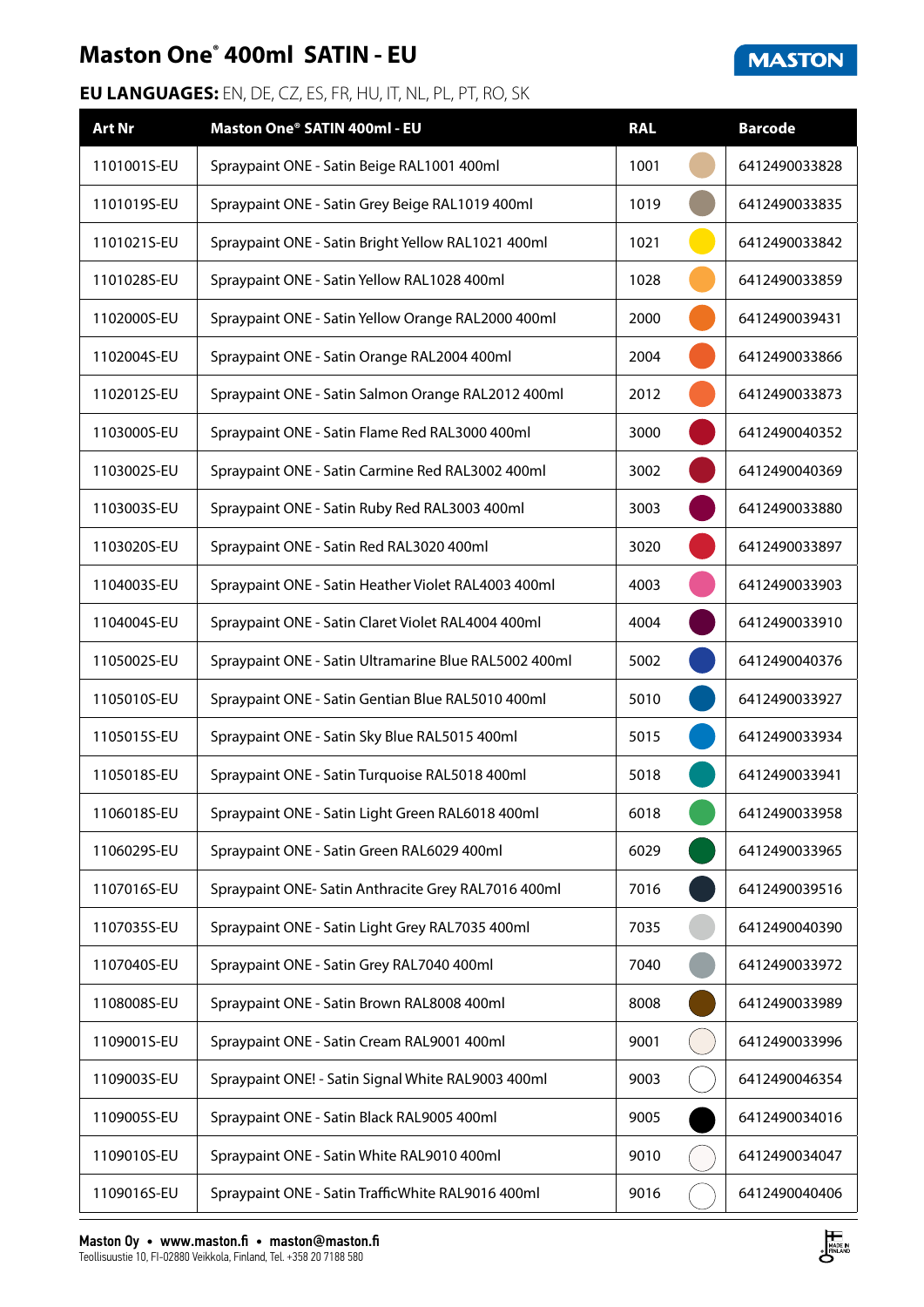# Maston One® 400ml SATIN - EU

MASTON

**EU LANGUAGES:** EN, DE, CZ, ES, FR, HU, IT, NL, PL, PT, RO, SK

| Art Nr | Maston One® SATIN 400ml - EU | RAL | | Barcode |
|---|---|---|---|---|
| 1101001S-EU | Spraypaint ONE - Satin Beige RAL1001 400ml | 1001 | | 6412490033828 |
| 1101019S-EU | Spraypaint ONE - Satin Grey Beige RAL1019 400ml | 1019 | | 6412490033835 |
| 1101021S-EU | Spraypaint ONE - Satin Bright Yellow RAL1021 400ml | 1021 | | 6412490033842 |
| 1101028S-EU | Spraypaint ONE - Satin Yellow RAL1028 400ml | 1028 | | 6412490033859 |
| 1102000S-EU | Spraypaint ONE - Satin Yellow Orange RAL2000 400ml | 2000 | | 6412490039431 |
| 1102004S-EU | Spraypaint ONE - Satin Orange RAL2004 400ml | 2004 | | 6412490033866 |
| 1102012S-EU | Spraypaint ONE - Satin Salmon Orange RAL2012 400ml | 2012 | | 6412490033873 |
| 1103000S-EU | Spraypaint ONE - Satin Flame Red RAL3000 400ml | 3000 | | 6412490040352 |
| 1103002S-EU | Spraypaint ONE - Satin Carmine Red RAL3002 400ml | 3002 | | 6412490040369 |
| 1103003S-EU | Spraypaint ONE - Satin Ruby Red RAL3003 400ml | 3003 | | 6412490033880 |
| 1103020S-EU | Spraypaint ONE - Satin Red RAL3020 400ml | 3020 | | 6412490033897 |
| 1104003S-EU | Spraypaint ONE - Satin Heather Violet RAL4003 400ml | 4003 | | 6412490033903 |
| 1104004S-EU | Spraypaint ONE - Satin Claret Violet RAL4004 400ml | 4004 | | 6412490033910 |
| 1105002S-EU | Spraypaint ONE - Satin Ultramarine Blue RAL5002 400ml | 5002 | | 6412490040376 |
| 1105010S-EU | Spraypaint ONE - Satin Gentian Blue RAL5010 400ml | 5010 | | 6412490033927 |
| 1105015S-EU | Spraypaint ONE - Satin Sky Blue RAL5015 400ml | 5015 | | 6412490033934 |
| 1105018S-EU | Spraypaint ONE - Satin Turquoise RAL5018 400ml | 5018 | | 6412490033941 |
| 1106018S-EU | Spraypaint ONE - Satin Light Green RAL6018 400ml | 6018 | | 6412490033958 |
| 1106029S-EU | Spraypaint ONE - Satin Green RAL6029 400ml | 6029 | | 6412490033965 |
| 1107016S-EU | Spraypaint ONE- Satin Anthracite Grey RAL7016 400ml | 7016 | | 6412490039516 |
| 1107035S-EU | Spraypaint ONE - Satin Light Grey RAL7035 400ml | 7035 | | 6412490040390 |
| 1107040S-EU | Spraypaint ONE - Satin Grey RAL7040 400ml | 7040 | | 6412490033972 |
| 1108008S-EU | Spraypaint ONE - Satin Brown RAL8008 400ml | 8008 | | 6412490033989 |
| 1109001S-EU | Spraypaint ONE - Satin Cream RAL9001 400ml | 9001 | | 6412490033996 |
| 1109003S-EU | Spraypaint ONE! - Satin Signal White RAL9003 400ml | 9003 | | 6412490046354 |
| 1109005S-EU | Spraypaint ONE - Satin Black RAL9005 400ml | 9005 | | 6412490034016 |
| 1109010S-EU | Spraypaint ONE - Satin White RAL9010 400ml | 9010 | | 6412490034047 |
| 1109016S-EU | Spraypaint ONE - Satin TrafficWhite RAL9016 400ml | 9016 | | 6412490040406 |

**Maston Oy • www.maston.fi • maston@maston.fi**
Teollisuustie 10, FI-02880 Veikkola, Finland, Tel. +358 20 7188 580

MADE IN FINLAND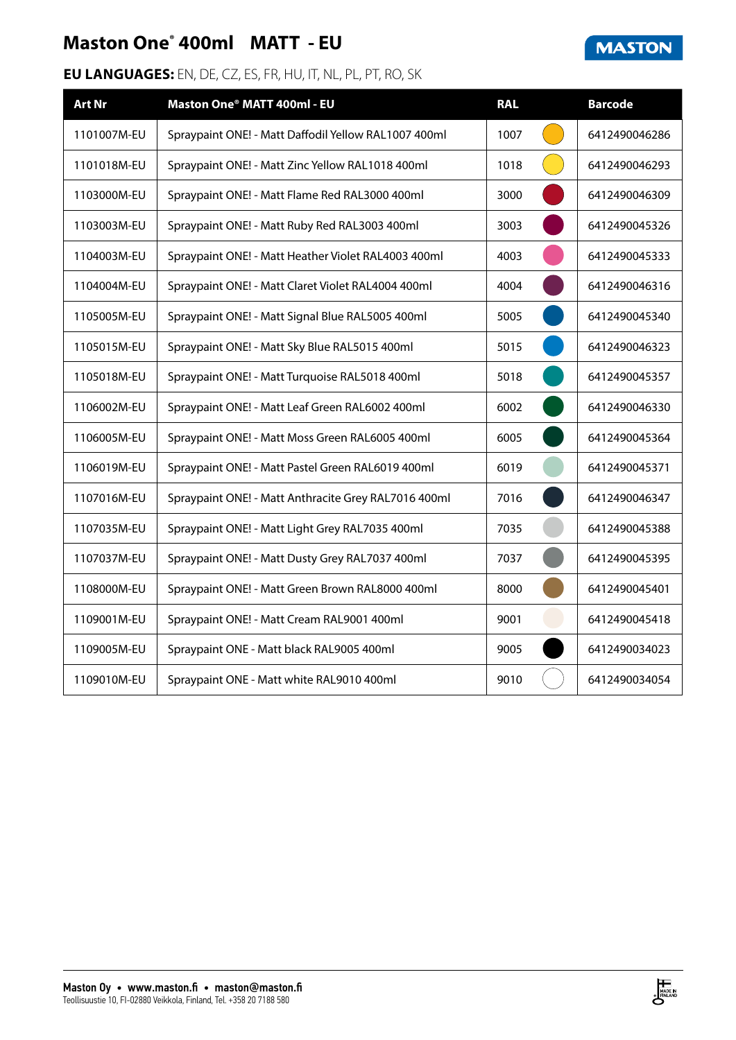# Maston One® 400ml MATT - EU

**MASTON**

**EU LANGUAGES:** EN, DE, CZ, ES, FR, HU, IT, NL, PL, PT, RO, SK

| Art Nr | Maston One® MATT 400ml - EU | RAL | | Barcode |
|---|---|---|---|---|
| 1101007M-EU | Spraypaint ONE! - Matt Daffodil Yellow RAL1007 400ml | 1007 | | 6412490046286 |
| 1101018M-EU | Spraypaint ONE! - Matt Zinc Yellow RAL1018 400ml | 1018 | | 6412490046293 |
| 1103000M-EU | Spraypaint ONE! - Matt Flame Red RAL3000 400ml | 3000 | | 6412490046309 |
| 1103003M-EU | Spraypaint ONE! - Matt Ruby Red RAL3003 400ml | 3003 | | 6412490045326 |
| 1104003M-EU | Spraypaint ONE! - Matt Heather Violet RAL4003 400ml | 4003 | | 6412490045333 |
| 1104004M-EU | Spraypaint ONE! - Matt Claret Violet RAL4004 400ml | 4004 | | 6412490046316 |
| 1105005M-EU | Spraypaint ONE! - Matt Signal Blue RAL5005 400ml | 5005 | | 6412490045340 |
| 1105015M-EU | Spraypaint ONE! - Matt Sky Blue RAL5015 400ml | 5015 | | 6412490046323 |
| 1105018M-EU | Spraypaint ONE! - Matt Turquoise RAL5018 400ml | 5018 | | 6412490045357 |
| 1106002M-EU | Spraypaint ONE! - Matt Leaf Green RAL6002 400ml | 6002 | | 6412490046330 |
| 1106005M-EU | Spraypaint ONE! - Matt Moss Green RAL6005 400ml | 6005 | | 6412490045364 |
| 1106019M-EU | Spraypaint ONE! - Matt Pastel Green RAL6019 400ml | 6019 | | 6412490045371 |
| 1107016M-EU | Spraypaint ONE! - Matt Anthracite Grey RAL7016 400ml | 7016 | | 6412490046347 |
| 1107035M-EU | Spraypaint ONE! - Matt Light Grey RAL7035 400ml | 7035 | | 6412490045388 |
| 1107037M-EU | Spraypaint ONE! - Matt Dusty Grey RAL7037 400ml | 7037 | | 6412490045395 |
| 1108000M-EU | Spraypaint ONE! - Matt Green Brown RAL8000 400ml | 8000 | | 6412490045401 |
| 1109001M-EU | Spraypaint ONE! - Matt Cream RAL9001 400ml | 9001 | | 6412490045418 |
| 1109005M-EU | Spraypaint ONE - Matt black RAL9005 400ml | 9005 | | 6412490034023 |
| 1109010M-EU | Spraypaint ONE - Matt white RAL9010 400ml | 9010 | | 6412490034054 |

**Maston Oy • www.maston.fi • maston@maston.fi**
Teollisuustie 10, FI-02880 Veikkola, Finland, Tel. +358 20 7188 580

MADE IN FINLAND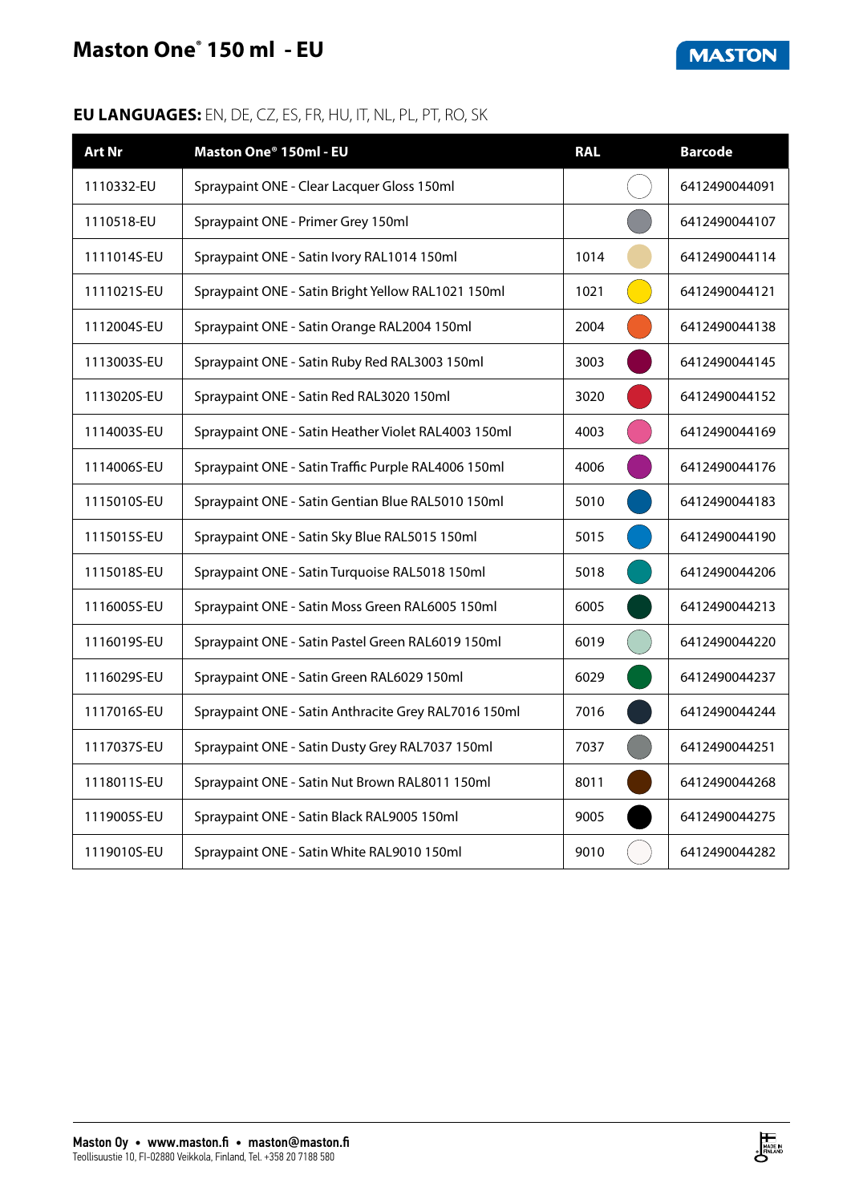# Maston One® 150 ml - EU

**EU LANGUAGES:** EN, DE, CZ, ES, FR, HU, IT, NL, PL, PT, RO, SK

| Art Nr | Maston One® 150ml - EU | RAL | Barcode |
|---|---|---|---|
| 1110332-EU | Spraypaint ONE - Clear Lacquer Gloss 150ml | | 6412490044091 |
| 1110518-EU | Spraypaint ONE - Primer Grey 150ml | | 6412490044107 |
| 1111014S-EU | Spraypaint ONE - Satin Ivory RAL1014 150ml | 1014 | 6412490044114 |
| 1111021S-EU | Spraypaint ONE - Satin Bright Yellow RAL1021 150ml | 1021 | 6412490044121 |
| 1112004S-EU | Spraypaint ONE - Satin Orange RAL2004 150ml | 2004 | 6412490044138 |
| 1113003S-EU | Spraypaint ONE - Satin Ruby Red RAL3003 150ml | 3003 | 6412490044145 |
| 1113020S-EU | Spraypaint ONE - Satin Red RAL3020 150ml | 3020 | 6412490044152 |
| 1114003S-EU | Spraypaint ONE - Satin Heather Violet RAL4003 150ml | 4003 | 6412490044169 |
| 1114006S-EU | Spraypaint ONE - Satin Traffic Purple RAL4006 150ml | 4006 | 6412490044176 |
| 1115010S-EU | Spraypaint ONE - Satin Gentian Blue RAL5010 150ml | 5010 | 6412490044183 |
| 1115015S-EU | Spraypaint ONE - Satin Sky Blue RAL5015 150ml | 5015 | 6412490044190 |
| 1115018S-EU | Spraypaint ONE - Satin Turquoise RAL5018 150ml | 5018 | 6412490044206 |
| 1116005S-EU | Spraypaint ONE - Satin Moss Green RAL6005 150ml | 6005 | 6412490044213 |
| 1116019S-EU | Spraypaint ONE - Satin Pastel Green RAL6019 150ml | 6019 | 6412490044220 |
| 1116029S-EU | Spraypaint ONE - Satin Green RAL6029 150ml | 6029 | 6412490044237 |
| 1117016S-EU | Spraypaint ONE - Satin Anthracite Grey RAL7016 150ml | 7016 | 6412490044244 |
| 1117037S-EU | Spraypaint ONE - Satin Dusty Grey RAL7037 150ml | 7037 | 6412490044251 |
| 1118011S-EU | Spraypaint ONE - Satin Nut Brown RAL8011 150ml | 8011 | 6412490044268 |
| 1119005S-EU | Spraypaint ONE - Satin Black RAL9005 150ml | 9005 | 6412490044275 |
| 1119010S-EU | Spraypaint ONE - Satin White RAL9010 150ml | 9010 | 6412490044282 |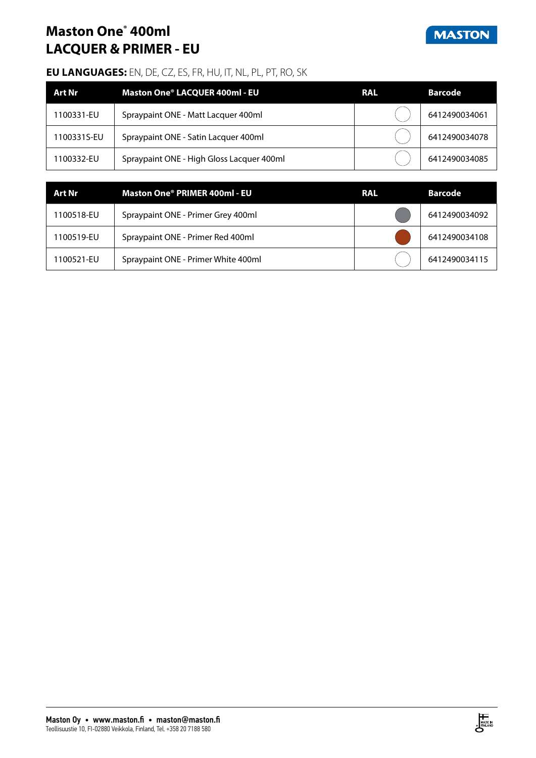# Maston One® 400ml
# LACQUER & PRIMER - EU

**EU LANGUAGES:** EN, DE, CZ, ES, FR, HU, IT, NL, PL, PT, RO, SK

| Art Nr | Maston One® LACQUER 400ml - EU | RAL | Barcode |
|---|---|---|---|
| 1100331-EU | Spraypaint ONE - Matt Lacquer 400ml | | 6412490034061 |
| 1100331S-EU | Spraypaint ONE - Satin Lacquer 400ml | | 6412490034078 |
| 1100332-EU | Spraypaint ONE - High Gloss Lacquer 400ml | | 6412490034085 |

| Art Nr | Maston One® PRIMER 400ml - EU | RAL | Barcode |
|---|---|---|---|
| 1100518-EU | Spraypaint ONE - Primer Grey 400ml | | 6412490034092 |
| 1100519-EU | Spraypaint ONE - Primer Red 400ml | | 6412490034108 |
| 1100521-EU | Spraypaint ONE - Primer White 400ml | | 6412490034115 |

**Maston Oy • www.maston.fi • maston@maston.fi**
Teollisuustie 10, FI-02880 Veikkola, Finland, Tel. +358 20 7188 580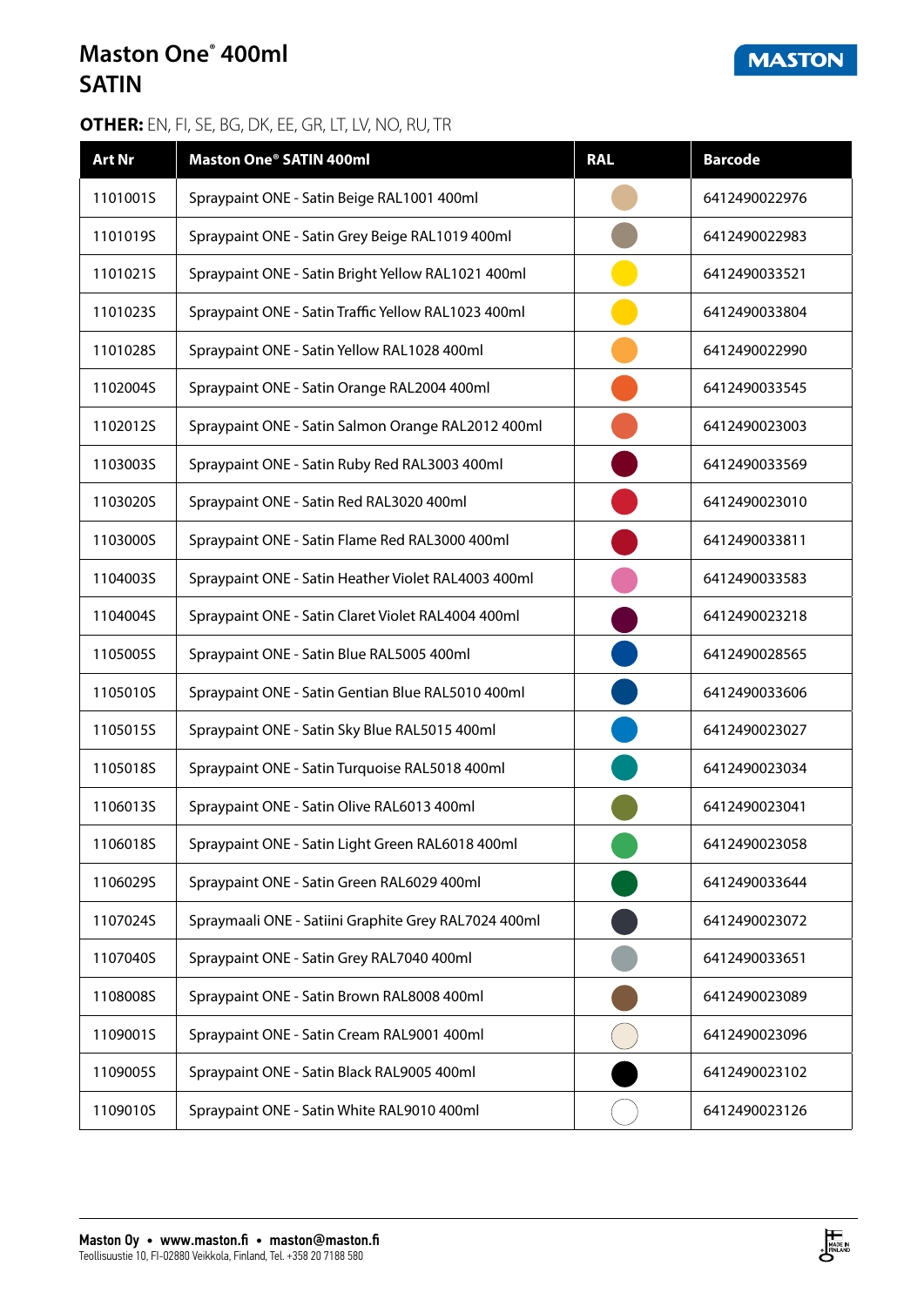# Maston One® 400ml
# SATIN

MASTON

**OTHER:** EN, FI, SE, BG, DK, EE, GR, LT, LV, NO, RU, TR

| Art Nr | Maston One® SATIN 400ml | RAL | Barcode |
|---|---|---|---|
| 1101001S | Spraypaint ONE - Satin Beige RAL1001 400ml | | 6412490022976 |
| 1101019S | Spraypaint ONE - Satin Grey Beige RAL1019 400ml | | 6412490022983 |
| 1101021S | Spraypaint ONE - Satin Bright Yellow RAL1021 400ml | | 6412490033521 |
| 1101023S | Spraypaint ONE - Satin Traffic Yellow RAL1023 400ml | | 6412490033804 |
| 1101028S | Spraypaint ONE - Satin Yellow RAL1028 400ml | | 6412490022990 |
| 1102004S | Spraypaint ONE - Satin Orange RAL2004 400ml | | 6412490033545 |
| 1102012S | Spraypaint ONE - Satin Salmon Orange RAL2012 400ml | | 6412490023003 |
| 1103003S | Spraypaint ONE - Satin Ruby Red RAL3003 400ml | | 6412490033569 |
| 1103020S | Spraypaint ONE - Satin Red RAL3020 400ml | | 6412490023010 |
| 1103000S | Spraypaint ONE - Satin Flame Red RAL3000 400ml | | 6412490033811 |
| 1104003S | Spraypaint ONE - Satin Heather Violet RAL4003 400ml | | 6412490033583 |
| 1104004S | Spraypaint ONE - Satin Claret Violet RAL4004 400ml | | 6412490023218 |
| 1105005S | Spraypaint ONE - Satin Blue RAL5005 400ml | | 6412490028565 |
| 1105010S | Spraypaint ONE - Satin Gentian Blue RAL5010 400ml | | 6412490033606 |
| 1105015S | Spraypaint ONE - Satin Sky Blue RAL5015 400ml | | 6412490023027 |
| 1105018S | Spraypaint ONE - Satin Turquoise RAL5018 400ml | | 6412490023034 |
| 1106013S | Spraypaint ONE - Satin Olive RAL6013 400ml | | 6412490023041 |
| 1106018S | Spraypaint ONE - Satin Light Green RAL6018 400ml | | 6412490023058 |
| 1106029S | Spraypaint ONE - Satin Green RAL6029 400ml | | 6412490033644 |
| 1107024S | Spraymaali ONE - Satiini Graphite Grey RAL7024 400ml | | 6412490023072 |
| 1107040S | Spraypaint ONE - Satin Grey RAL7040 400ml | | 6412490033651 |
| 1108008S | Spraypaint ONE - Satin Brown RAL8008 400ml | | 6412490023089 |
| 1109001S | Spraypaint ONE - Satin Cream RAL9001 400ml | | 6412490023096 |
| 1109005S | Spraypaint ONE - Satin Black RAL9005 400ml | | 6412490023102 |
| 1109010S | Spraypaint ONE - Satin White RAL9010 400ml | | 6412490023126 |

**Maston Oy • www.maston.fi • maston@maston.fi**
Teollisuustie 10, FI-02880 Veikkola, Finland, Tel. +358 20 7188 580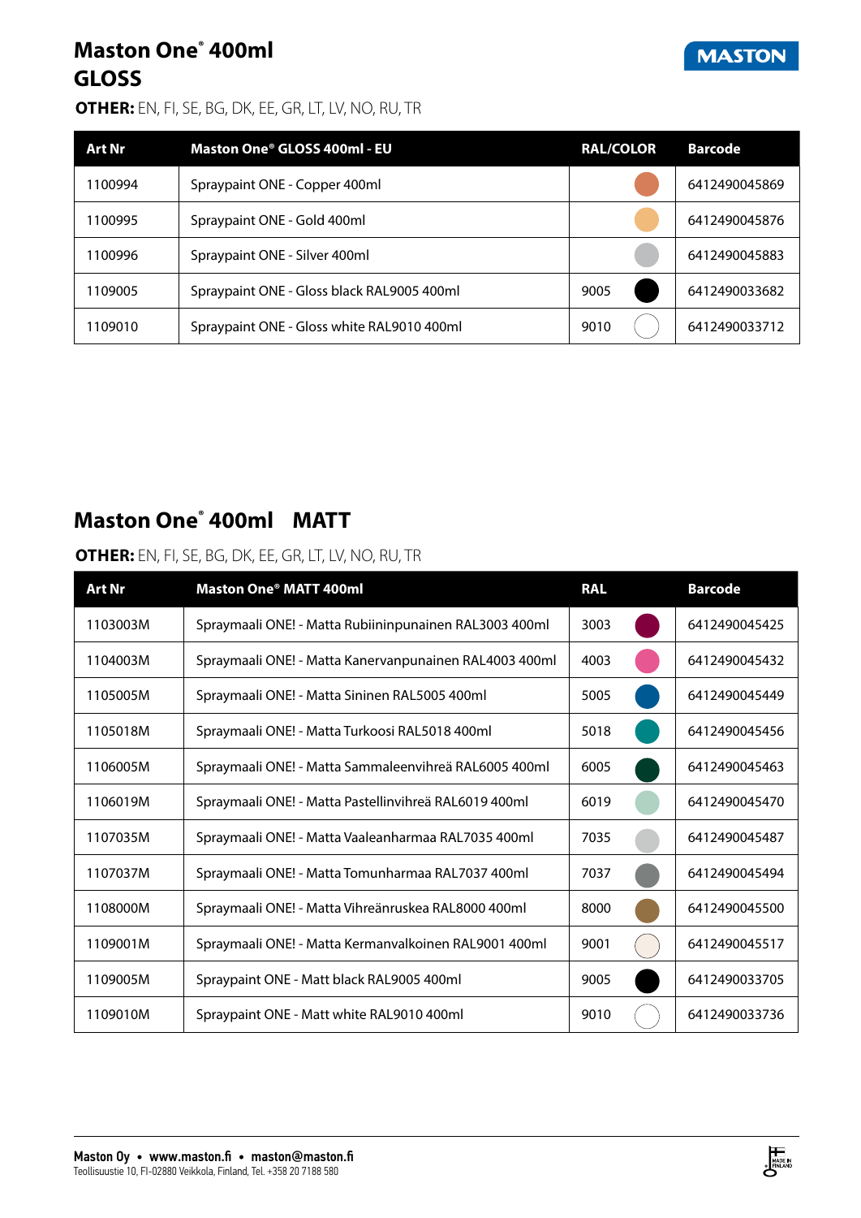# Maston One® 400ml
# GLOSS

**OTHER:** EN, FI, SE, BG, DK, EE, GR, LT, LV, NO, RU, TR

| Art Nr | Maston One® GLOSS 400ml - EU | RAL/COLOR | Barcode |
|---|---|---|---|
| 1100994 | Spraypaint ONE - Copper 400ml | | 6412490045869 |
| 1100995 | Spraypaint ONE - Gold 400ml | | 6412490045876 |
| 1100996 | Spraypaint ONE - Silver 400ml | | 6412490045883 |
| 1109005 | Spraypaint ONE - Gloss black RAL9005 400ml | 9005 | 6412490033682 |
| 1109010 | Spraypaint ONE - Gloss white RAL9010 400ml | 9010 | 6412490033712 |

## Maston One® 400ml MATT

**OTHER:** EN, FI, SE, BG, DK, EE, GR, LT, LV, NO, RU, TR

| Art Nr | Maston One® MATT 400ml | RAL | Barcode |
|---|---|---|---|
| 1103003M | Spraymaali ONE! - Matta Rubiininpunainen RAL3003 400ml | 3003 | 6412490045425 |
| 1104003M | Spraymaali ONE! - Matta Kanervanpunainen RAL4003 400ml | 4003 | 6412490045432 |
| 1105005M | Spraymaali ONE! - Matta Sininen RAL5005 400ml | 5005 | 6412490045449 |
| 1105018M | Spraymaali ONE! - Matta Turkoosi RAL5018 400ml | 5018 | 6412490045456 |
| 1106005M | Spraymaali ONE! - Matta Sammaleenvihreä RAL6005 400ml | 6005 | 6412490045463 |
| 1106019M | Spraymaali ONE! - Matta Pastellinvihreä RAL6019 400ml | 6019 | 6412490045470 |
| 1107035M | Spraymaali ONE! - Matta Vaaleanharmaa RAL7035 400ml | 7035 | 6412490045487 |
| 1107037M | Spraymaali ONE! - Matta Tomunharmaa RAL7037 400ml | 7037 | 6412490045494 |
| 1108000M | Spraymaali ONE! - Matta Vihreänruskea RAL8000 400ml | 8000 | 6412490045500 |
| 1109001M | Spraymaali ONE! - Matta Kermanvalkoinen RAL9001 400ml | 9001 | 6412490045517 |
| 1109005M | Spraypaint ONE - Matt black RAL9005 400ml | 9005 | 6412490033705 |
| 1109010M | Spraypaint ONE - Matt white RAL9010 400ml | 9010 | 6412490033736 |

**Maston Oy • www.maston.fi • maston@maston.fi**
Teollisuustie 10, FI-02880 Veikkola, Finland, Tel. +358 20 7188 580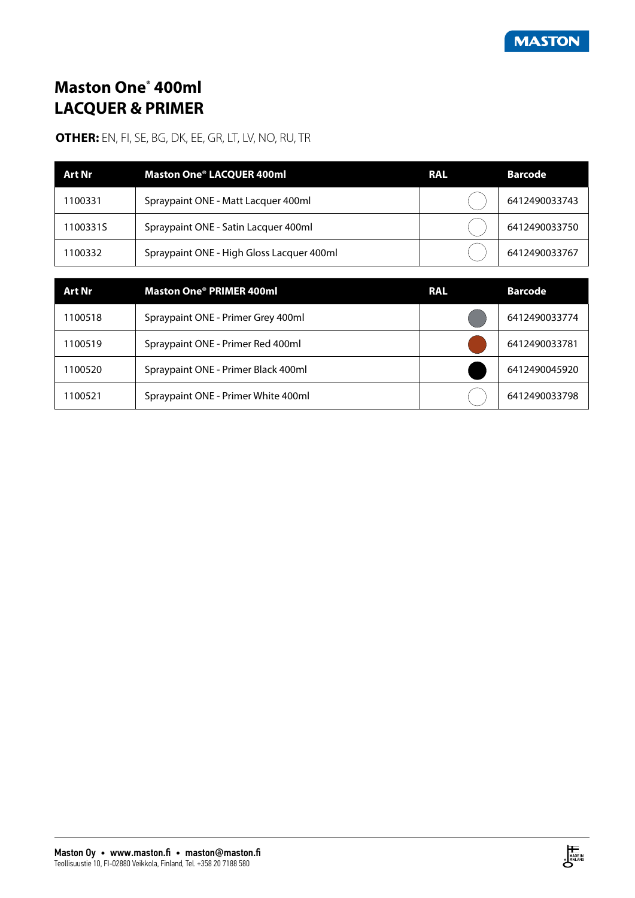# Maston One® 400ml
# LACQUER & PRIMER

**OTHER:** EN, FI, SE, BG, DK, EE, GR, LT, LV, NO, RU, TR

| Art Nr | Maston One® LACQUER 400ml | RAL | Barcode |
| --- | --- | --- | --- |
| 1100331 | Spraypaint ONE - Matt Lacquer 400ml | | 6412490033743 |
| 1100331S | Spraypaint ONE - Satin Lacquer 400ml | | 6412490033750 |
| 1100332 | Spraypaint ONE - High Gloss Lacquer 400ml | | 6412490033767 |

| Art Nr | Maston One® PRIMER 400ml | RAL | Barcode |
| --- | --- | --- | --- |
| 1100518 | Spraypaint ONE - Primer Grey 400ml | | 6412490033774 |
| 1100519 | Spraypaint ONE - Primer Red 400ml | | 6412490033781 |
| 1100520 | Spraypaint ONE - Primer Black 400ml | | 6412490045920 |
| 1100521 | Spraypaint ONE - Primer White 400ml | | 6412490033798 |

**Maston Oy • www.maston.fi • maston@maston.fi**
Teollisuustie 10, FI-02880 Veikkola, Finland, Tel. +358 20 7188 580